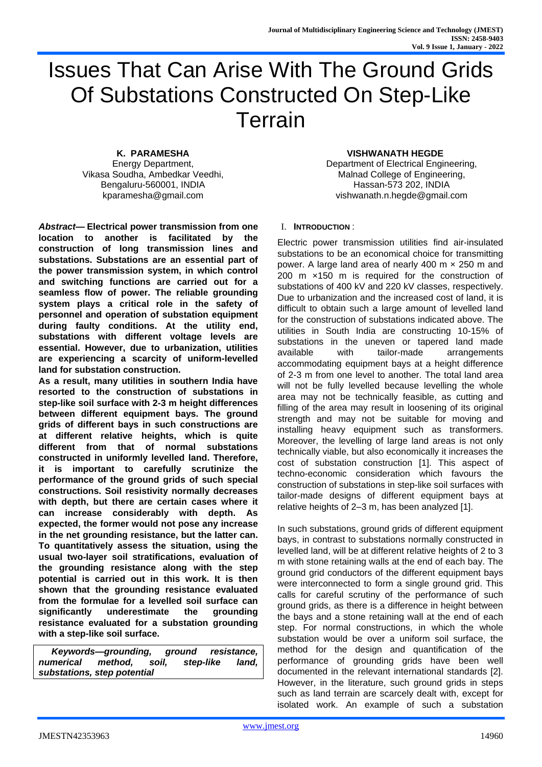# Issues That Can Arise With The Ground Grids Of Substations Constructed On Step-Like Terrain

**K. PARAMESHA**
Energy Department,
Vikasa Soudha, Ambedkar Veedhi,
Bengaluru-560001, INDIA
kparamesha@gmail.com

**VISHWANATH HEGDE**
Department of Electrical Engineering,
Malnad College of Engineering,
Hassan-573 202, INDIA
vishwanath.n.hegde@gmail.com

***Abstract*— Electrical power transmission from one location to another is facilitated by the construction of long transmission lines and substations. Substations are an essential part of the power transmission system, in which control and switching functions are carried out for a seamless flow of power. The reliable grounding system plays a critical role in the safety of personnel and operation of substation equipment during faulty conditions. At the utility end, substations with different voltage levels are essential. However, due to urbanization, utilities are experiencing a scarcity of uniform-levelled land for substation construction.**

**As a result, many utilities in southern India have resorted to the construction of substations in step-like soil surface with 2-3 m height differences between different equipment bays. The ground grids of different bays in such constructions are at different relative heights, which is quite different from that of normal substations constructed in uniformly levelled land. Therefore, it is important to carefully scrutinize the performance of the ground grids of such special constructions. Soil resistivity normally decreases with depth, but there are certain cases where it can increase considerably with depth. As expected, the former would not pose any increase in the net grounding resistance, but the latter can. To quantitatively assess the situation, using the usual two-layer soil stratifications, evaluation of the grounding resistance along with the step potential is carried out in this work. It is then shown that the grounding resistance evaluated from the formulae for a levelled soil surface can significantly underestimate the grounding resistance evaluated for a substation grounding with a step-like soil surface.**

***Keywords—grounding, ground resistance, numerical method, soil, step-like land, substations, step potential***

## I. INTRODUCTION :

Electric power transmission utilities find air-insulated substations to be an economical choice for transmitting power. A large land area of nearly 400 m × 250 m and 200 m ×150 m is required for the construction of substations of 400 kV and 220 kV classes, respectively. Due to urbanization and the increased cost of land, it is difficult to obtain such a large amount of levelled land for the construction of substations indicated above. The utilities in South India are constructing 10-15% of substations in the uneven or tapered land made available with tailor-made arrangements accommodating equipment bays at a height difference of 2-3 m from one level to another. The total land area will not be fully levelled because levelling the whole area may not be technically feasible, as cutting and filling of the area may result in loosening of its original strength and may not be suitable for moving and installing heavy equipment such as transformers. Moreover, the levelling of large land areas is not only technically viable, but also economically it increases the cost of substation construction [1]. This aspect of techno-economic consideration which favours the construction of substations in step-like soil surfaces with tailor-made designs of different equipment bays at relative heights of 2–3 m, has been analyzed [1].

In such substations, ground grids of different equipment bays, in contrast to substations normally constructed in levelled land, will be at different relative heights of 2 to 3 m with stone retaining walls at the end of each bay. The ground grid conductors of the different equipment bays were interconnected to form a single ground grid. This calls for careful scrutiny of the performance of such ground grids, as there is a difference in height between the bays and a stone retaining wall at the end of each step. For normal constructions, in which the whole substation would be over a uniform soil surface, the method for the design and quantification of the performance of grounding grids have been well documented in the relevant international standards [2]. However, in the literature, such ground grids in steps such as land terrain are scarcely dealt with, except for isolated work. An example of such a substation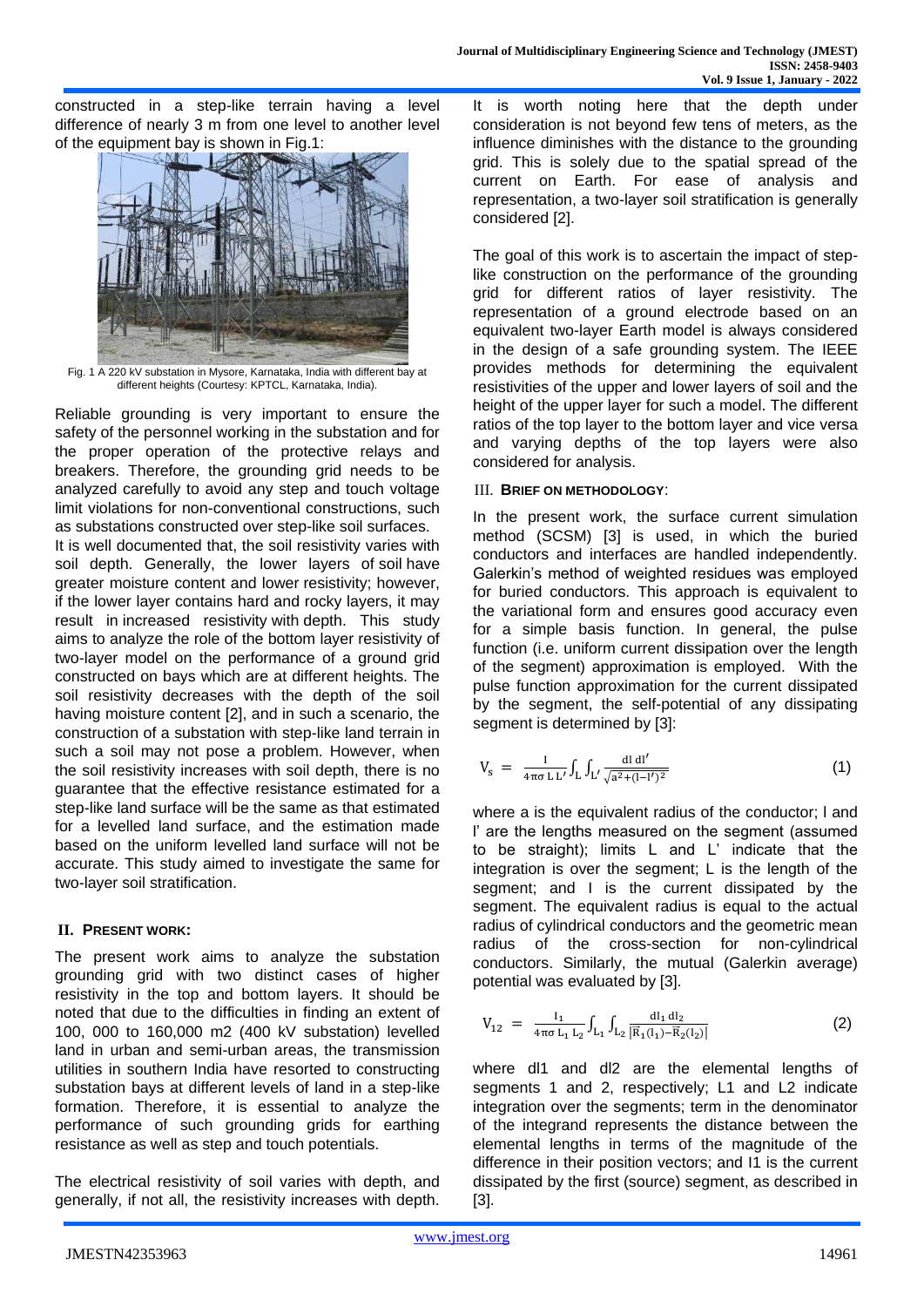constructed in a step-like terrain having a level difference of nearly 3 m from one level to another level of the equipment bay is shown in Fig.1:

Fig. 1 A 220 kV substation in Mysore, Karnataka, India with different bay at different heights (Courtesy: KPTCL, Karnataka, India).

Reliable grounding is very important to ensure the safety of the personnel working in the substation and for the proper operation of the protective relays and breakers. Therefore, the grounding grid needs to be analyzed carefully to avoid any step and touch voltage limit violations for non-conventional constructions, such as substations constructed over step-like soil surfaces.

It is well documented that, the soil resistivity varies with soil depth. Generally, the lower layers of soil have greater moisture content and lower resistivity; however, if the lower layer contains hard and rocky layers, it may result in increased resistivity with depth. This study aims to analyze the role of the bottom layer resistivity of two-layer model on the performance of a ground grid constructed on bays which are at different heights. The soil resistivity decreases with the depth of the soil having moisture content [2], and in such a scenario, the construction of a substation with step-like land terrain in such a soil may not pose a problem. However, when the soil resistivity increases with soil depth, there is no guarantee that the effective resistance estimated for a step-like land surface will be the same as that estimated for a levelled land surface, and the estimation made based on the uniform levelled land surface will not be accurate. This study aimed to investigate the same for two-layer soil stratification.

## II. PRESENT WORK:

The present work aims to analyze the substation grounding grid with two distinct cases of higher resistivity in the top and bottom layers. It should be noted that due to the difficulties in finding an extent of 100, 000 to 160,000 m2 (400 kV substation) levelled land in urban and semi-urban areas, the transmission utilities in southern India have resorted to constructing substation bays at different levels of land in a step-like formation. Therefore, it is essential to analyze the performance of such grounding grids for earthing resistance as well as step and touch potentials.

The electrical resistivity of soil varies with depth, and generally, if not all, the resistivity increases with depth. It is worth noting here that the depth under consideration is not beyond few tens of meters, as the influence diminishes with the distance to the grounding grid. This is solely due to the spatial spread of the current on Earth. For ease of analysis and representation, a two-layer soil stratification is generally considered [2].

The goal of this work is to ascertain the impact of step-like construction on the performance of the grounding grid for different ratios of layer resistivity. The representation of a ground electrode based on an equivalent two-layer Earth model is always considered in the design of a safe grounding system. The IEEE provides methods for determining the equivalent resistivities of the upper and lower layers of soil and the height of the upper layer for such a model. The different ratios of the top layer to the bottom layer and vice versa and varying depths of the top layers were also considered for analysis.

## III. BRIEF ON METHODOLOGY:

In the present work, the surface current simulation method (SCSM) [3] is used, in which the buried conductors and interfaces are handled independently. Galerkin's method of weighted residues was employed for buried conductors. This approach is equivalent to the variational form and ensures good accuracy even for a simple basis function. In general, the pulse function (i.e. uniform current dissipation over the length of the segment) approximation is employed. With the pulse function approximation for the current dissipated by the segment, the self-potential of any dissipating segment is determined by [3]:

$$V_s = \frac{I}{4\pi\sigma L L'} \int_L \int_{L'} \frac{dl\, dl'}{\sqrt{a^2 + (l - l')^2}} \tag{1}$$

where a is the equivalent radius of the conductor; l and l' are the lengths measured on the segment (assumed to be straight); limits L and L' indicate that the integration is over the segment; L is the length of the segment; and I is the current dissipated by the segment. The equivalent radius is equal to the actual radius of cylindrical conductors and the geometric mean radius of the cross-section for non-cylindrical conductors. Similarly, the mutual (Galerkin average) potential was evaluated by [3].

$$V_{12} = \frac{I_1}{4\pi\sigma L_1 L_2} \int_{L_1} \int_{L_2} \frac{dl_1\, dl_2}{|\vec{R}_1(l_1) - \vec{R}_2(l_2)|} \tag{2}$$

where dl1 and dl2 are the elemental lengths of segments 1 and 2, respectively; L1 and L2 indicate integration over the segments; term in the denominator of the integrand represents the distance between the elemental lengths in terms of the magnitude of the difference in their position vectors; and I1 is the current dissipated by the first (source) segment, as described in [3].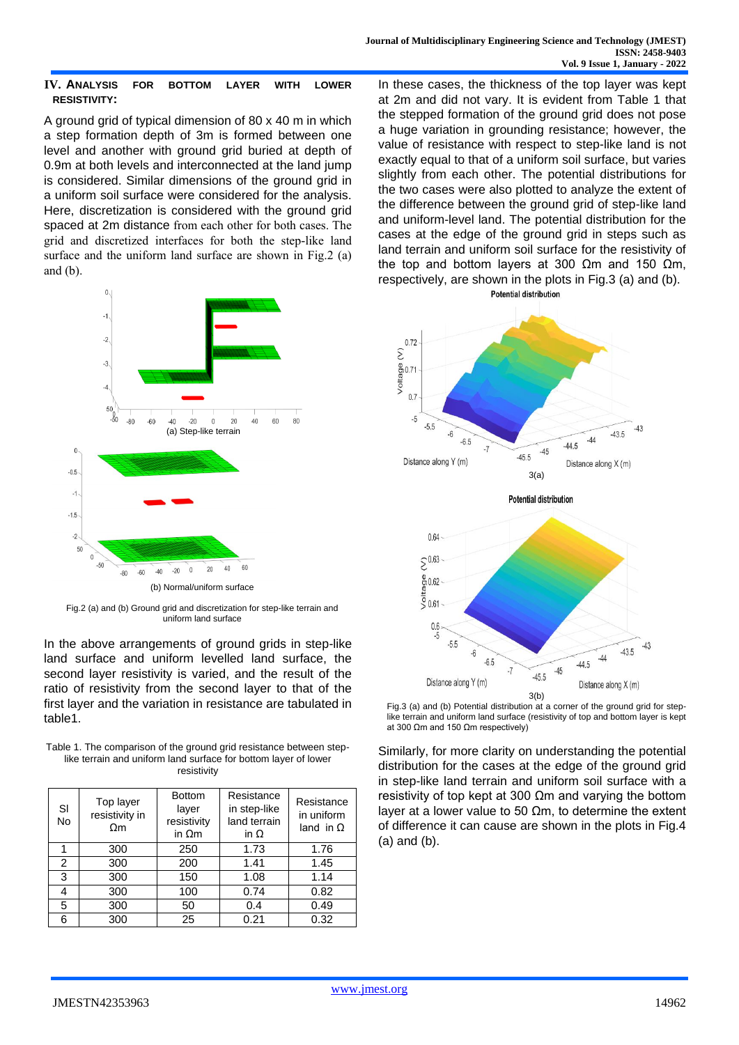## IV. Analysis for Bottom Layer with Lower Resistivity:

A ground grid of typical dimension of 80 x 40 m in which a step formation depth of 3m is formed between one level and another with ground grid buried at depth of 0.9m at both levels and interconnected at the land jump is considered. Similar dimensions of the ground grid in a uniform soil surface were considered for the analysis. Here, discretization is considered with the ground grid spaced at 2m distance from each other for both cases. The grid and discretized interfaces for both the step-like land surface and the uniform land surface are shown in Fig.2 (a) and (b).

(a) Step-like terrain

(b) Normal/uniform surface

Fig.2 (a) and (b) Ground grid and discretization for step-like terrain and uniform land surface

In the above arrangements of ground grids in step-like land surface and uniform levelled land surface, the second layer resistivity is varied, and the result of the ratio of resistivity from the second layer to that of the first layer and the variation in resistance are tabulated in table1.

Table 1. The comparison of the ground grid resistance between step-like terrain and uniform land surface for bottom layer of lower resistivity

| Sl No | Top layer resistivity in Ωm | Bottom layer resistivity in Ωm | Resistance in step-like land terrain in Ω | Resistance in uniform land in Ω |
|---|---|---|---|---|
| 1 | 300 | 250 | 1.73 | 1.76 |
| 2 | 300 | 200 | 1.41 | 1.45 |
| 3 | 300 | 150 | 1.08 | 1.14 |
| 4 | 300 | 100 | 0.74 | 0.82 |
| 5 | 300 | 50 | 0.4 | 0.49 |
| 6 | 300 | 25 | 0.21 | 0.32 |

In these cases, the thickness of the top layer was kept at 2m and did not vary. It is evident from Table 1 that the stepped formation of the ground grid does not pose a huge variation in grounding resistance; however, the value of resistance with respect to step-like land is not exactly equal to that of a uniform soil surface, but varies slightly from each other. The potential distributions for the two cases were also plotted to analyze the extent of the difference between the ground grid of step-like land and uniform-level land. The potential distribution for the cases at the edge of the ground grid in steps such as land terrain and uniform soil surface for the resistivity of the top and bottom layers at 300 Ωm and 150 Ωm, respectively, are shown in the plots in Fig.3 (a) and (b).

3(a)

3(b)

Fig.3 (a) and (b) Potential distribution at a corner of the ground grid for step-like terrain and uniform land surface (resistivity of top and bottom layer is kept at 300 Ωm and 150 Ωm respectively)

Similarly, for more clarity on understanding the potential distribution for the cases at the edge of the ground grid in step-like land terrain and uniform soil surface with a resistivity of top kept at 300 Ωm and varying the bottom layer at a lower value to 50 Ωm, to determine the extent of difference it can cause are shown in the plots in Fig.4 (a) and (b).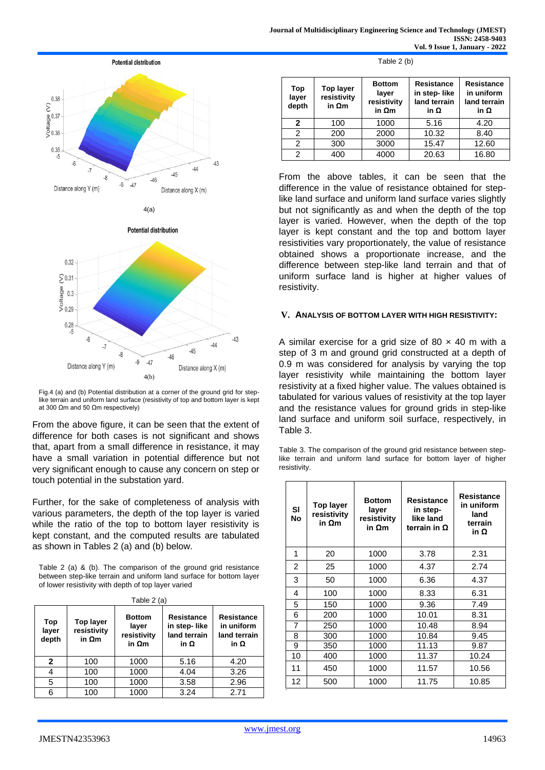4(a)

4(b)

Fig.4 (a) and (b) Potential distribution at a corner of the ground grid for step-like terrain and uniform land surface (resistivity of top and bottom layer is kept at 300 Ωm and 50 Ωm respectively)

From the above figure, it can be seen that the extent of difference for both cases is not significant and shows that, apart from a small difference in resistance, it may have a small variation in potential difference but not very significant enough to cause any concern on step or touch potential in the substation yard.

Further, for the sake of completeness of analysis with various parameters, the depth of the top layer is varied while the ratio of the top to bottom layer resistivity is kept constant, and the computed results are tabulated as shown in Tables 2 (a) and (b) below.

Table 2 (a) & (b). The comparison of the ground grid resistance between step-like terrain and uniform land surface for bottom layer of lower resistivity with depth of top layer varied

Table 2 (a)

| Top layer depth | Top layer resistivity in Ωm | Bottom layer resistivity in Ωm | Resistance in step- like land terrain in Ω | Resistance in uniform land terrain in Ω |
|---|---|---|---|---|
| **2** | 100 | 1000 | 5.16 | 4.20 |
| 4 | 100 | 1000 | 4.04 | 3.26 |
| 5 | 100 | 1000 | 3.58 | 2.96 |
| 6 | 100 | 1000 | 3.24 | 2.71 |

Table 2 (b)

| Top layer depth | Top layer resistivity in Ωm | Bottom layer resistivity in Ωm | Resistance in step- like land terrain in Ω | Resistance in uniform land terrain in Ω |
|---|---|---|---|---|
| **2** | 100 | 1000 | 5.16 | 4.20 |
| 2 | 200 | 2000 | 10.32 | 8.40 |
| 2 | 300 | 3000 | 15.47 | 12.60 |
| 2 | 400 | 4000 | 20.63 | 16.80 |

From the above tables, it can be seen that the difference in the value of resistance obtained for step-like land surface and uniform land surface varies slightly but not significantly as and when the depth of the top layer is varied. However, when the depth of the top layer is kept constant and the top and bottom layer resistivities vary proportionately, the value of resistance obtained shows a proportionate increase, and the difference between step-like land terrain and that of uniform surface land is higher at higher values of resistivity.

## V. Analysis of Bottom Layer with High Resistivity:

A similar exercise for a grid size of 80 × 40 m with a step of 3 m and ground grid constructed at a depth of 0.9 m was considered for analysis by varying the top layer resistivity while maintaining the bottom layer resistivity at a fixed higher value. The values obtained is tabulated for various values of resistivity at the top layer and the resistance values for ground grids in step-like land surface and uniform soil surface, respectively, in Table 3.

Table 3. The comparison of the ground grid resistance between step-like terrain and uniform land surface for bottom layer of higher resistivity.

| Sl No | Top layer resistivity in Ωm | Bottom layer resistivity in Ωm | Resistance in step-like land terrain in Ω | Resistance in uniform land terrain in Ω |
|---|---|---|---|---|
| 1 | 20 | 1000 | 3.78 | 2.31 |
| 2 | 25 | 1000 | 4.37 | 2.74 |
| 3 | 50 | 1000 | 6.36 | 4.37 |
| 4 | 100 | 1000 | 8.33 | 6.31 |
| 5 | 150 | 1000 | 9.36 | 7.49 |
| 6 | 200 | 1000 | 10.01 | 8.31 |
| 7 | 250 | 1000 | 10.48 | 8.94 |
| 8 | 300 | 1000 | 10.84 | 9.45 |
| 9 | 350 | 1000 | 11.13 | 9.87 |
| 10 | 400 | 1000 | 11.37 | 10.24 |
| 11 | 450 | 1000 | 11.57 | 10.56 |
| 12 | 500 | 1000 | 11.75 | 10.85 |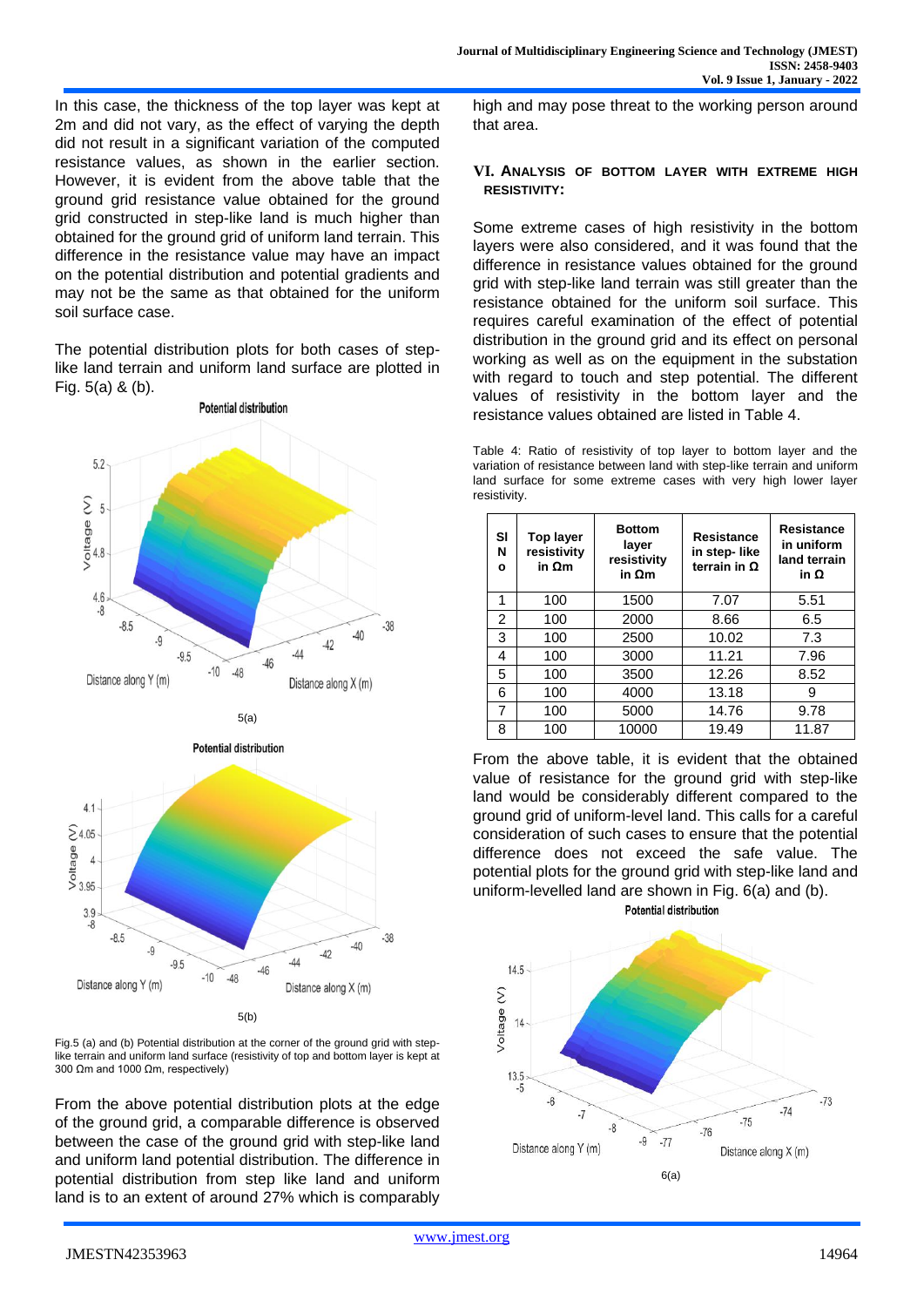In this case, the thickness of the top layer was kept at 2m and did not vary, as the effect of varying the depth did not result in a significant variation of the computed resistance values, as shown in the earlier section. However, it is evident from the above table that the ground grid resistance value obtained for the ground grid constructed in step-like land is much higher than obtained for the ground grid of uniform land terrain. This difference in the resistance value may have an impact on the potential distribution and potential gradients and may not be the same as that obtained for the uniform soil surface case.

The potential distribution plots for both cases of step-like land terrain and uniform land surface are plotted in Fig. 5(a) & (b).

5(a)

5(b)

Fig.5 (a) and (b) Potential distribution at the corner of the ground grid with step-like terrain and uniform land surface (resistivity of top and bottom layer is kept at 300 Ωm and 1000 Ωm, respectively)

From the above potential distribution plots at the edge of the ground grid, a comparable difference is observed between the case of the ground grid with step-like land and uniform land potential distribution. The difference in potential distribution from step like land and uniform land is to an extent of around 27% which is comparably high and may pose threat to the working person around that area.

## VI. Analysis of bottom layer with extreme high resistivity:

Some extreme cases of high resistivity in the bottom layers were also considered, and it was found that the difference in resistance values obtained for the ground grid with step-like land terrain was still greater than the resistance obtained for the uniform soil surface. This requires careful examination of the effect of potential distribution in the ground grid and its effect on personal working as well as on the equipment in the substation with regard to touch and step potential. The different values of resistivity in the bottom layer and the resistance values obtained are listed in Table 4.

Table 4: Ratio of resistivity of top layer to bottom layer and the variation of resistance between land with step-like terrain and uniform land surface for some extreme cases with very high lower layer resistivity.

| Sl No | Top layer resistivity in Ωm | Bottom layer resistivity in Ωm | Resistance in step- like terrain in Ω | Resistance in uniform land terrain in Ω |
|---|---|---|---|---|
| 1 | 100 | 1500 | 7.07 | 5.51 |
| 2 | 100 | 2000 | 8.66 | 6.5 |
| 3 | 100 | 2500 | 10.02 | 7.3 |
| 4 | 100 | 3000 | 11.21 | 7.96 |
| 5 | 100 | 3500 | 12.26 | 8.52 |
| 6 | 100 | 4000 | 13.18 | 9 |
| 7 | 100 | 5000 | 14.76 | 9.78 |
| 8 | 100 | 10000 | 19.49 | 11.87 |

From the above table, it is evident that the obtained value of resistance for the ground grid with step-like land would be considerably different compared to the ground grid of uniform-level land. This calls for a careful consideration of such cases to ensure that the potential difference does not exceed the safe value. The potential plots for the ground grid with step-like land and uniform-levelled land are shown in Fig. 6(a) and (b).

6(a)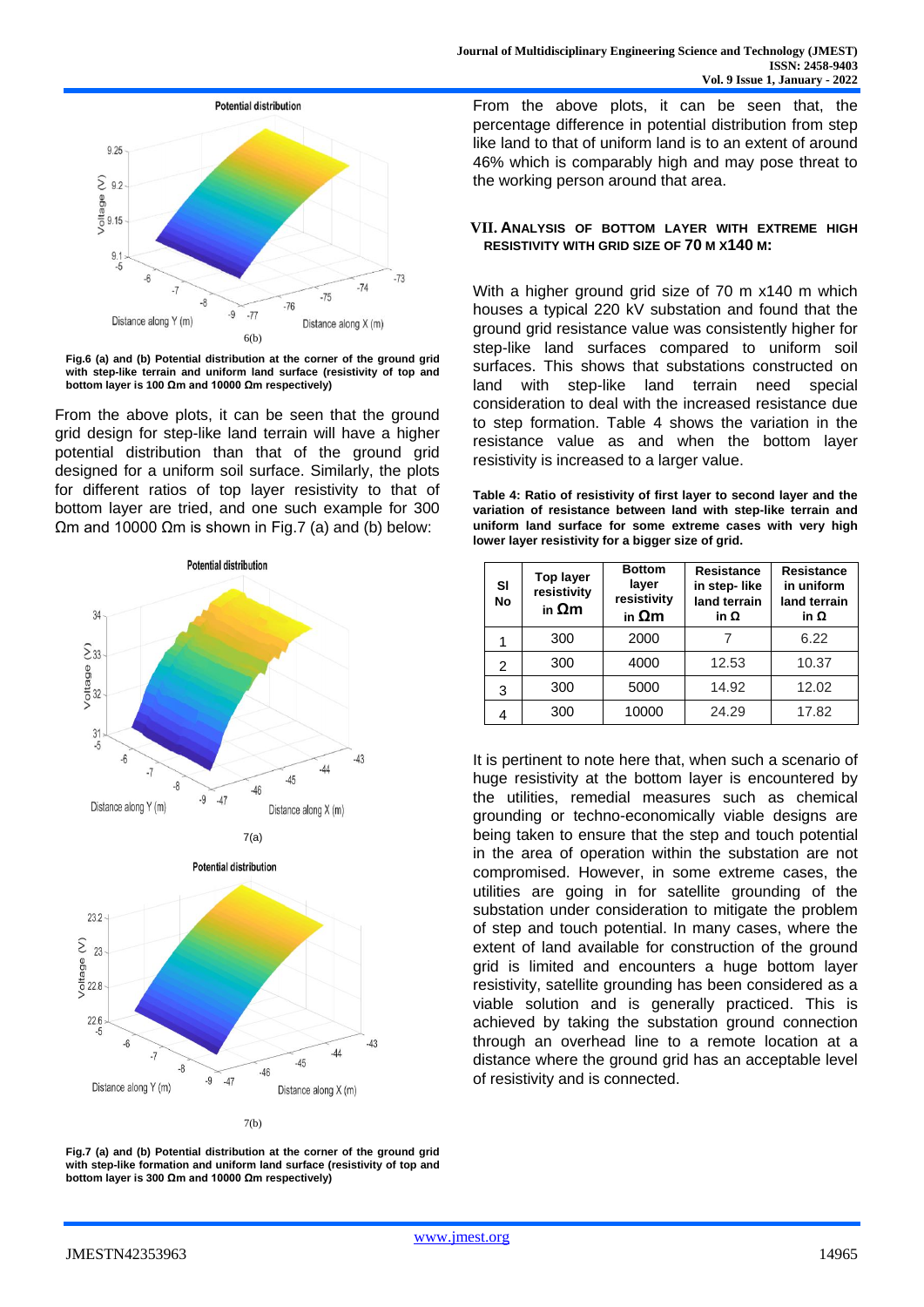6(b)

**Fig.6 (a) and (b) Potential distribution at the corner of the ground grid with step-like terrain and uniform land surface (resistivity of top and bottom layer is 100 Ωm and 10000 Ωm respectively)**

From the above plots, it can be seen that the ground grid design for step-like land terrain will have a higher potential distribution than that of the ground grid designed for a uniform soil surface. Similarly, the plots for different ratios of top layer resistivity to that of bottom layer are tried, and one such example for 300 Ωm and 10000 Ωm is shown in Fig.7 (a) and (b) below:

7(a)

7(b)

**Fig.7 (a) and (b) Potential distribution at the corner of the ground grid with step-like formation and uniform land surface (resistivity of top and bottom layer is 300 Ωm and 10000 Ωm respectively)**

From the above plots, it can be seen that, the percentage difference in potential distribution from step like land to that of uniform land is to an extent of around 46% which is comparably high and may pose threat to the working person around that area.

## VII. ANALYSIS OF BOTTOM LAYER WITH EXTREME HIGH RESISTIVITY WITH GRID SIZE OF 70 M X140 M:

With a higher ground grid size of 70 m x140 m which houses a typical 220 kV substation and found that the ground grid resistance value was consistently higher for step-like land surfaces compared to uniform soil surfaces. This shows that substations constructed on land with step-like land terrain need special consideration to deal with the increased resistance due to step formation. Table 4 shows the variation in the resistance value as and when the bottom layer resistivity is increased to a larger value.

**Table 4: Ratio of resistivity of first layer to second layer and the variation of resistance between land with step-like terrain and uniform land surface for some extreme cases with very high lower layer resistivity for a bigger size of grid.**

| Sl No | Top layer resistivity in Ωm | Bottom layer resistivity in Ωm | Resistance in step- like land terrain in Ω | Resistance in uniform land terrain in Ω |
|---|---|---|---|---|
| 1 | 300 | 2000 | 7 | 6.22 |
| 2 | 300 | 4000 | 12.53 | 10.37 |
| 3 | 300 | 5000 | 14.92 | 12.02 |
| 4 | 300 | 10000 | 24.29 | 17.82 |

It is pertinent to note here that, when such a scenario of huge resistivity at the bottom layer is encountered by the utilities, remedial measures such as chemical grounding or techno-economically viable designs are being taken to ensure that the step and touch potential in the area of operation within the substation are not compromised. However, in some extreme cases, the utilities are going in for satellite grounding of the substation under consideration to mitigate the problem of step and touch potential. In many cases, where the extent of land available for construction of the ground grid is limited and encounters a huge bottom layer resistivity, satellite grounding has been considered as a viable solution and is generally practiced. This is achieved by taking the substation ground connection through an overhead line to a remote location at a distance where the ground grid has an acceptable level of resistivity and is connected.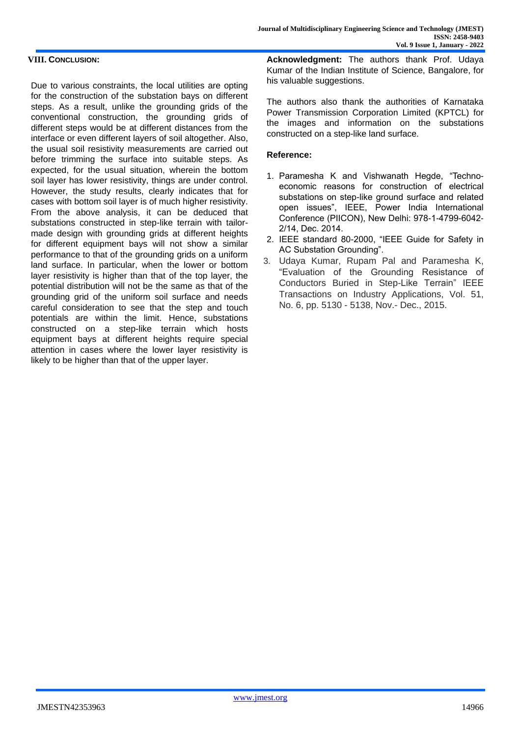## VIII. Conclusion:

Due to various constraints, the local utilities are opting for the construction of the substation bays on different steps. As a result, unlike the grounding grids of the conventional construction, the grounding grids of different steps would be at different distances from the interface or even different layers of soil altogether. Also, the usual soil resistivity measurements are carried out before trimming the surface into suitable steps. As expected, for the usual situation, wherein the bottom soil layer has lower resistivity, things are under control. However, the study results, clearly indicates that for cases with bottom soil layer is of much higher resistivity. From the above analysis, it can be deduced that substations constructed in step-like terrain with tailor-made design with grounding grids at different heights for different equipment bays will not show a similar performance to that of the grounding grids on a uniform land surface. In particular, when the lower or bottom layer resistivity is higher than that of the top layer, the potential distribution will not be the same as that of the grounding grid of the uniform soil surface and needs careful consideration to see that the step and touch potentials are within the limit. Hence, substations constructed on a step-like terrain which hosts equipment bays at different heights require special attention in cases where the lower layer resistivity is likely to be higher than that of the upper layer.

**Acknowledgment:** The authors thank Prof. Udaya Kumar of the Indian Institute of Science, Bangalore, for his valuable suggestions.

The authors also thank the authorities of Karnataka Power Transmission Corporation Limited (KPTCL) for the images and information on the substations constructed on a step-like land surface.

**Reference:**

1. Paramesha K and Vishwanath Hegde, "Techno-economic reasons for construction of electrical substations on step-like ground surface and related open issues", IEEE, Power India International Conference (PIICON), New Delhi: 978-1-4799-6042-2/14, Dec. 2014.
2. IEEE standard 80-2000, "IEEE Guide for Safety in AC Substation Grounding".
3. Udaya Kumar, Rupam Pal and Paramesha K, "Evaluation of the Grounding Resistance of Conductors Buried in Step-Like Terrain" IEEE Transactions on Industry Applications, Vol. 51, No. 6, pp. 5130 - 5138, Nov.- Dec., 2015.